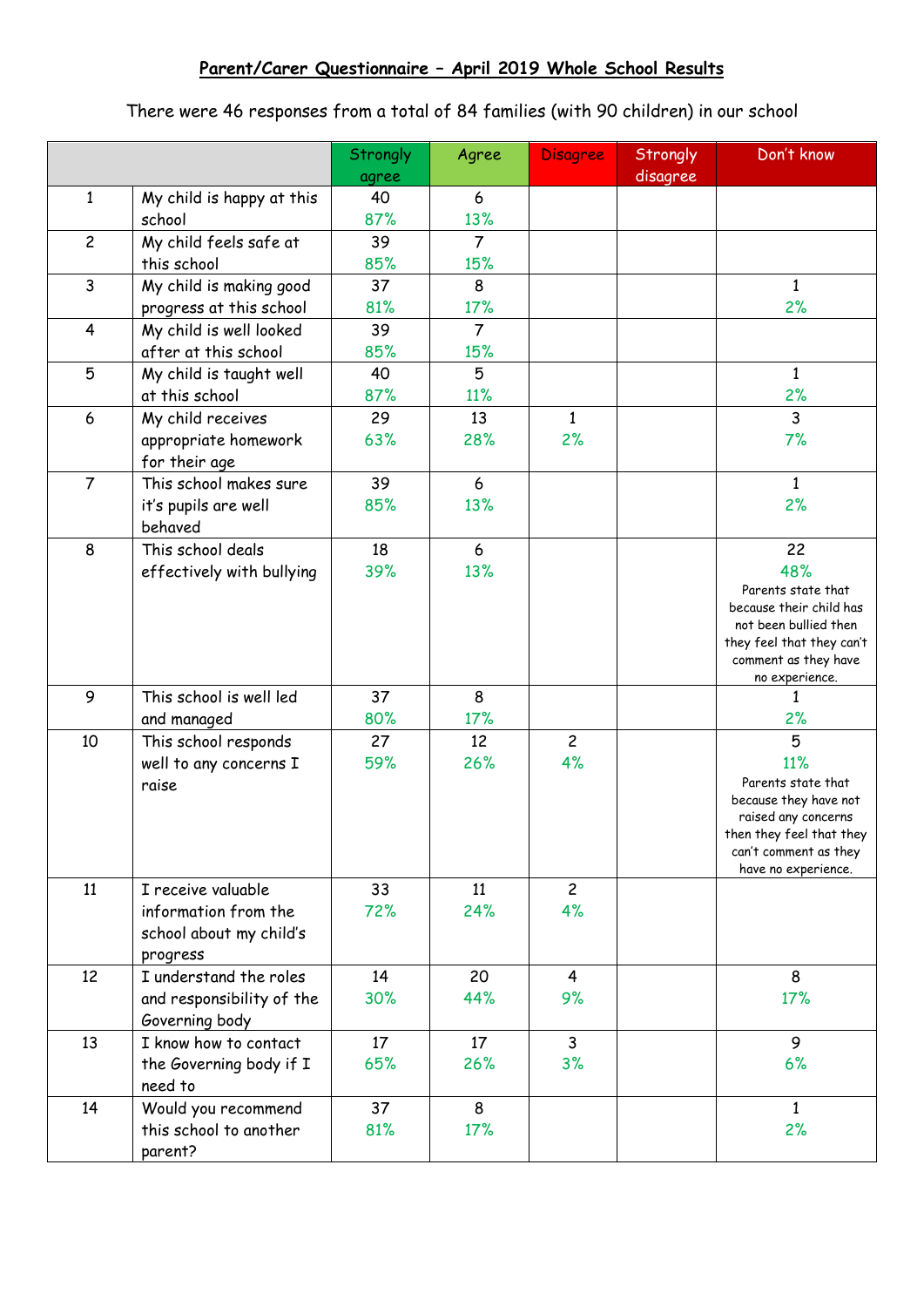**Parent/Carer Questionnaire – April 2019 Whole School Results**

There were 46 responses from a total of 84 families (with 90 children) in our school

| | | Strongly agree | Agree | Disagree | Strongly disagree | Don't know |
|---|---|---|---|---|---|---|
| 1 | My child is happy at this school | 40<br>87% | 6<br>13% | | | |
| 2 | My child feels safe at this school | 39<br>85% | 7<br>15% | | | |
| 3 | My child is making good progress at this school | 37<br>81% | 8<br>17% | | | 1<br>2% |
| 4 | My child is well looked after at this school | 39<br>85% | 7<br>15% | | | |
| 5 | My child is taught well at this school | 40<br>87% | 5<br>11% | | | 1<br>2% |
| 6 | My child receives appropriate homework for their age | 29<br>63% | 13<br>28% | 1<br>2% | | 3<br>7% |
| 7 | This school makes sure it's pupils are well behaved | 39<br>85% | 6<br>13% | | | 1<br>2% |
| 8 | This school deals effectively with bullying | 18<br>39% | 6<br>13% | | | 22<br>48%<br>Parents state that because their child has not been bullied then they feel that they can't comment as they have no experience. |
| 9 | This school is well led and managed | 37<br>80% | 8<br>17% | | | 1<br>2% |
| 10 | This school responds well to any concerns I raise | 27<br>59% | 12<br>26% | 2<br>4% | | 5<br>11%<br>Parents state that because they have not raised any concerns then they feel that they can't comment as they have no experience. |
| 11 | I receive valuable information from the school about my child's progress | 33<br>72% | 11<br>24% | 2<br>4% | | |
| 12 | I understand the roles and responsibility of the Governing body | 14<br>30% | 20<br>44% | 4<br>9% | | 8<br>17% |
| 13 | I know how to contact the Governing body if I need to | 17<br>65% | 17<br>26% | 3<br>3% | | 9<br>6% |
| 14 | Would you recommend this school to another parent? | 37<br>81% | 8<br>17% | | | 1<br>2% |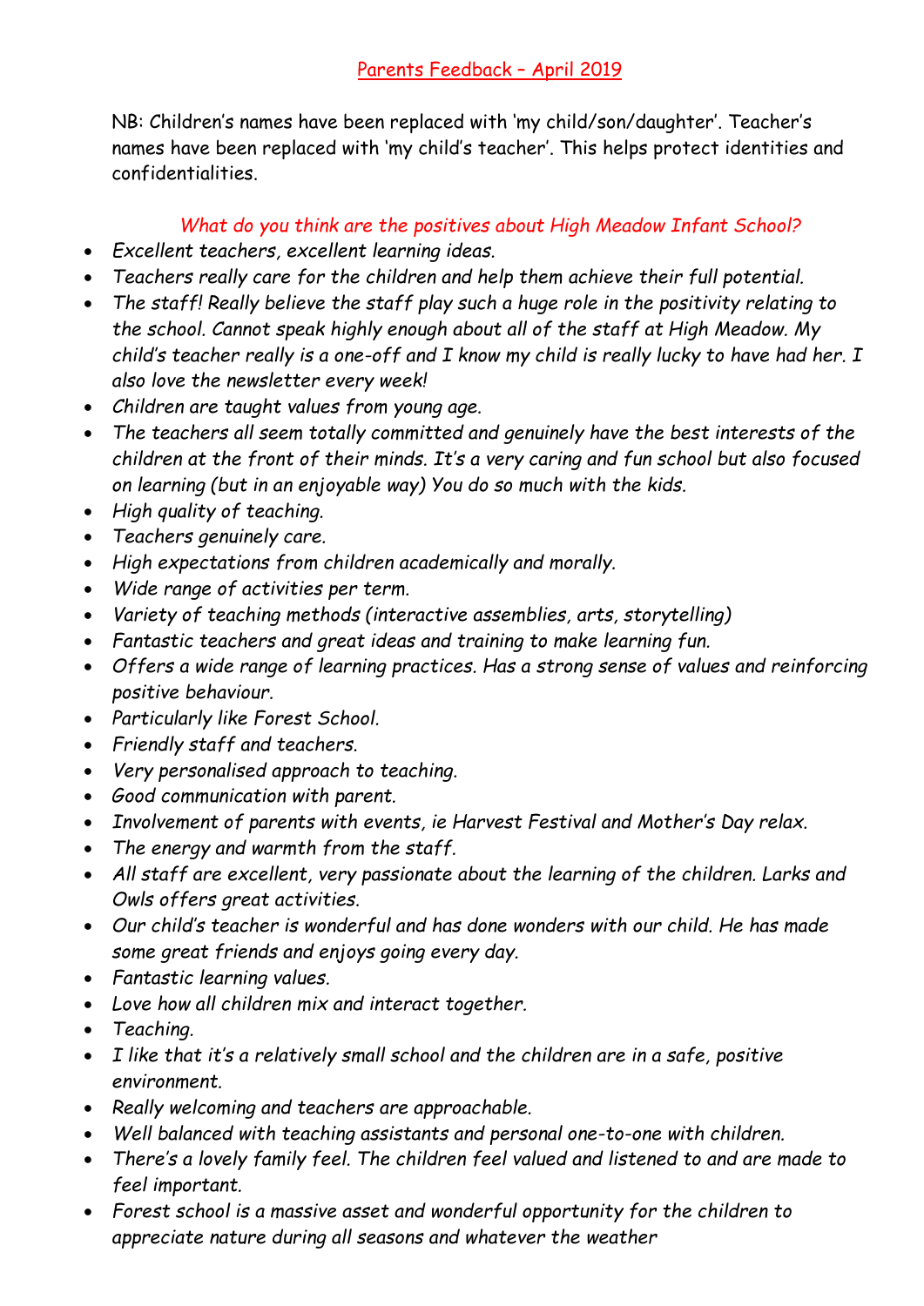## Parents Feedback – April 2019

NB: Children's names have been replaced with 'my child/son/daughter'. Teacher's names have been replaced with 'my child's teacher'. This helps protect identities and confidentialities.

### *What do you think are the positives about High Meadow Infant School?*

- *Excellent teachers, excellent learning ideas.*
- *Teachers really care for the children and help them achieve their full potential.*
- *The staff! Really believe the staff play such a huge role in the positivity relating to the school. Cannot speak highly enough about all of the staff at High Meadow. My child's teacher really is a one-off and I know my child is really lucky to have had her. I also love the newsletter every week!*
- *Children are taught values from young age.*
- *The teachers all seem totally committed and genuinely have the best interests of the children at the front of their minds. It's a very caring and fun school but also focused on learning (but in an enjoyable way) You do so much with the kids.*
- *High quality of teaching.*
- *Teachers genuinely care.*
- *High expectations from children academically and morally.*
- *Wide range of activities per term.*
- *Variety of teaching methods (interactive assemblies, arts, storytelling)*
- *Fantastic teachers and great ideas and training to make learning fun.*
- *Offers a wide range of learning practices. Has a strong sense of values and reinforcing positive behaviour.*
- *Particularly like Forest School.*
- *Friendly staff and teachers.*
- *Very personalised approach to teaching.*
- *Good communication with parent.*
- *Involvement of parents with events, ie Harvest Festival and Mother's Day relax.*
- *The energy and warmth from the staff.*
- *All staff are excellent, very passionate about the learning of the children. Larks and Owls offers great activities.*
- *Our child's teacher is wonderful and has done wonders with our child. He has made some great friends and enjoys going every day.*
- *Fantastic learning values.*
- *Love how all children mix and interact together.*
- *Teaching.*
- *I like that it's a relatively small school and the children are in a safe, positive environment.*
- *Really welcoming and teachers are approachable.*
- *Well balanced with teaching assistants and personal one-to-one with children.*
- *There's a lovely family feel. The children feel valued and listened to and are made to feel important.*
- *Forest school is a massive asset and wonderful opportunity for the children to appreciate nature during all seasons and whatever the weather*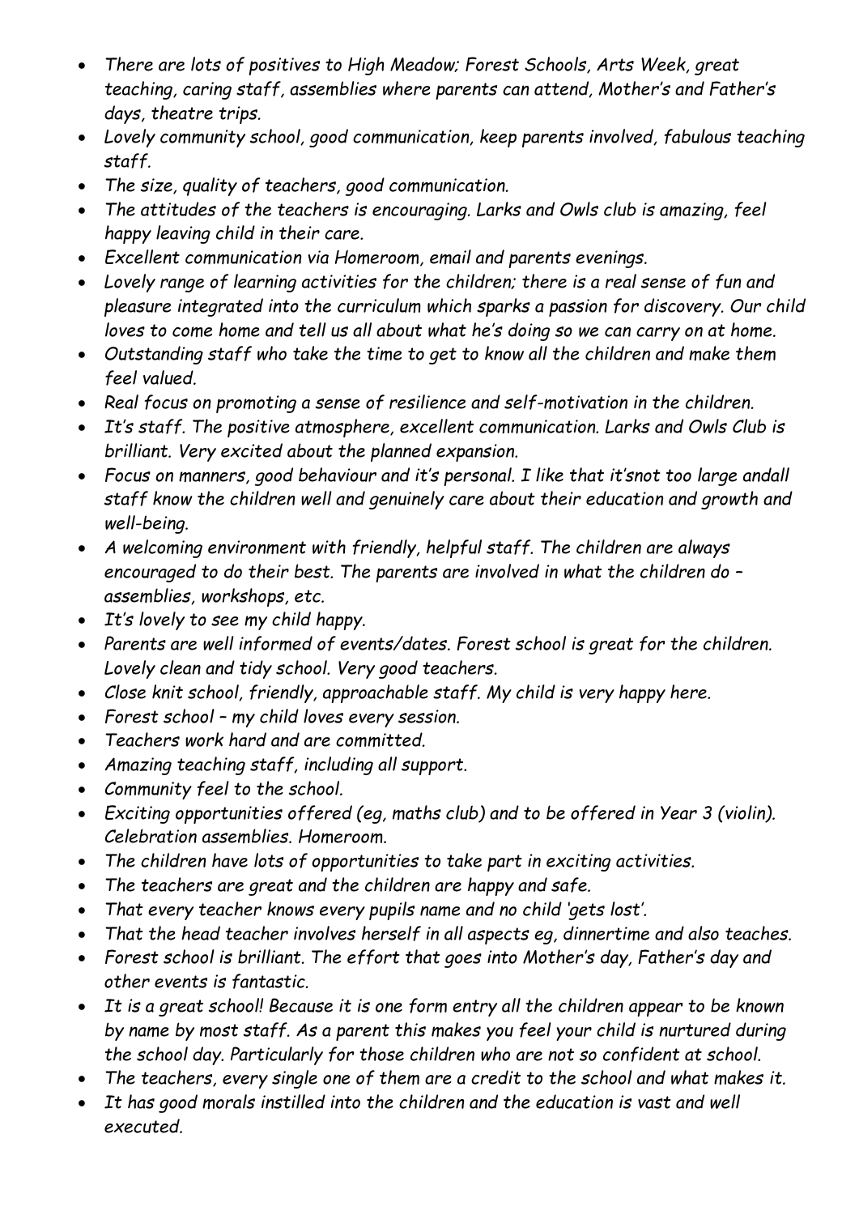- *There are lots of positives to High Meadow; Forest Schools, Arts Week, great teaching, caring staff, assemblies where parents can attend, Mother's and Father's days, theatre trips.*
- *Lovely community school, good communication, keep parents involved, fabulous teaching staff.*
- *The size, quality of teachers, good communication.*
- *The attitudes of the teachers is encouraging. Larks and Owls club is amazing, feel happy leaving child in their care.*
- *Excellent communication via Homeroom, email and parents evenings.*
- *Lovely range of learning activities for the children; there is a real sense of fun and pleasure integrated into the curriculum which sparks a passion for discovery. Our child loves to come home and tell us all about what he's doing so we can carry on at home.*
- *Outstanding staff who take the time to get to know all the children and make them feel valued.*
- *Real focus on promoting a sense of resilience and self-motivation in the children.*
- *It's staff. The positive atmosphere, excellent communication. Larks and Owls Club is brilliant. Very excited about the planned expansion.*
- *Focus on manners, good behaviour and it's personal. I like that it'snot too large andall staff know the children well and genuinely care about their education and growth and well-being.*
- *A welcoming environment with friendly, helpful staff. The children are always encouraged to do their best. The parents are involved in what the children do – assemblies, workshops, etc.*
- *It's lovely to see my child happy.*
- *Parents are well informed of events/dates. Forest school is great for the children. Lovely clean and tidy school. Very good teachers.*
- *Close knit school, friendly, approachable staff. My child is very happy here.*
- *Forest school – my child loves every session.*
- *Teachers work hard and are committed.*
- *Amazing teaching staff, including all support.*
- *Community feel to the school.*
- *Exciting opportunities offered (eg, maths club) and to be offered in Year 3 (violin). Celebration assemblies. Homeroom.*
- *The children have lots of opportunities to take part in exciting activities.*
- *The teachers are great and the children are happy and safe.*
- *That every teacher knows every pupils name and no child 'gets lost'.*
- *That the head teacher involves herself in all aspects eg, dinnertime and also teaches.*
- *Forest school is brilliant. The effort that goes into Mother's day, Father's day and other events is fantastic.*
- *It is a great school! Because it is one form entry all the children appear to be known by name by most staff. As a parent this makes you feel your child is nurtured during the school day. Particularly for those children who are not so confident at school.*
- *The teachers, every single one of them are a credit to the school and what makes it.*
- *It has good morals instilled into the children and the education is vast and well executed.*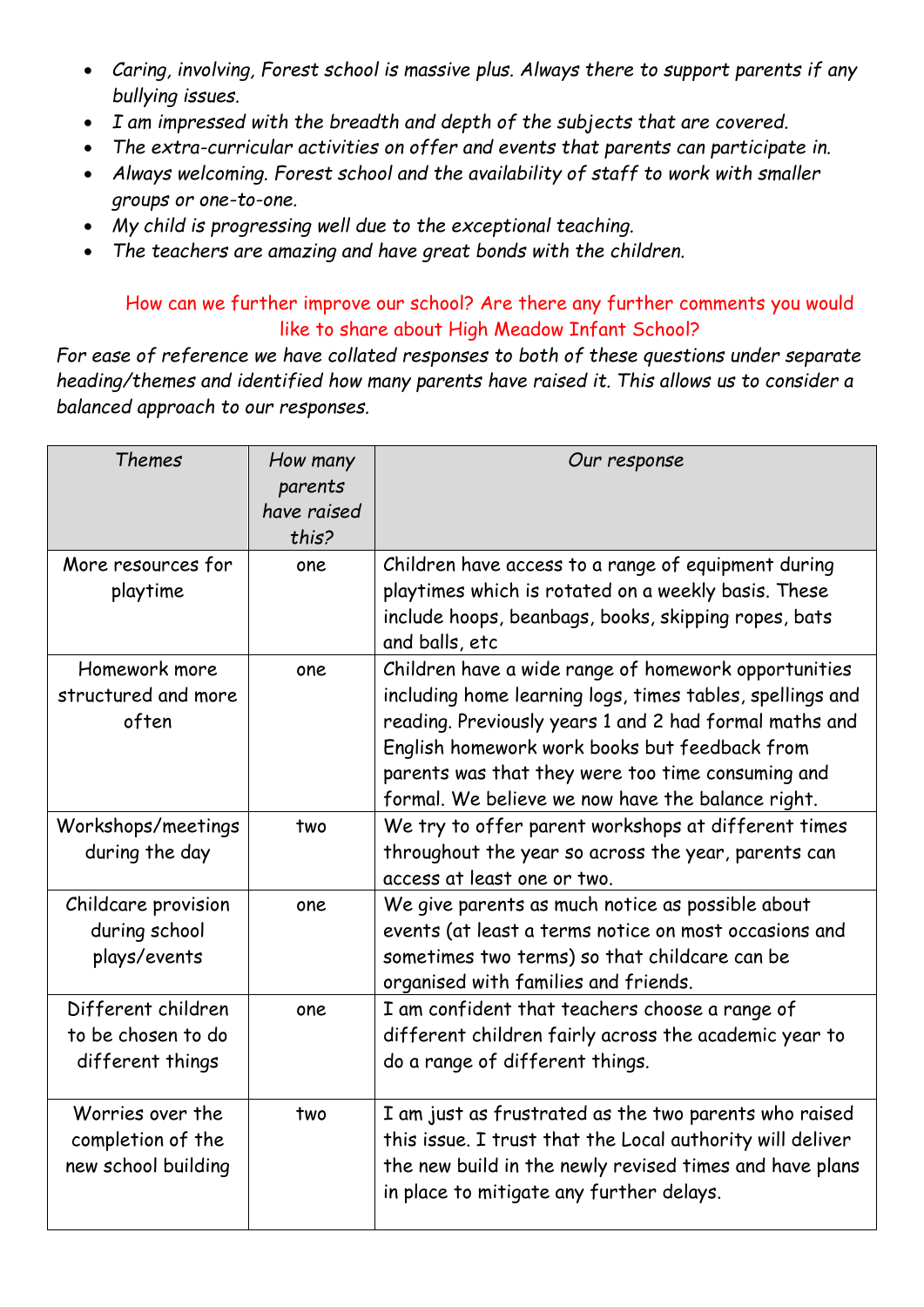- *Caring, involving, Forest school is massive plus. Always there to support parents if any bullying issues.*
- *I am impressed with the breadth and depth of the subjects that are covered.*
- *The extra-curricular activities on offer and events that parents can participate in.*
- *Always welcoming. Forest school and the availability of staff to work with smaller groups or one-to-one.*
- *My child is progressing well due to the exceptional teaching.*
- *The teachers are amazing and have great bonds with the children.*

How can we further improve our school? Are there any further comments you would like to share about High Meadow Infant School?

*For ease of reference we have collated responses to both of these questions under separate heading/themes and identified how many parents have raised it. This allows us to consider a balanced approach to our responses.*

| *Themes* | *How many parents have raised this?* | *Our response* |
|---|---|---|
| More resources for playtime | one | Children have access to a range of equipment during playtimes which is rotated on a weekly basis. These include hoops, beanbags, books, skipping ropes, bats and balls, etc |
| Homework more structured and more often | one | Children have a wide range of homework opportunities including home learning logs, times tables, spellings and reading. Previously years 1 and 2 had formal maths and English homework work books but feedback from parents was that they were too time consuming and formal. We believe we now have the balance right. |
| Workshops/meetings during the day | two | We try to offer parent workshops at different times throughout the year so across the year, parents can access at least one or two. |
| Childcare provision during school plays/events | one | We give parents as much notice as possible about events (at least a terms notice on most occasions and sometimes two terms) so that childcare can be organised with families and friends. |
| Different children to be chosen to do different things | one | I am confident that teachers choose a range of different children fairly across the academic year to do a range of different things. |
| Worries over the completion of the new school building | two | I am just as frustrated as the two parents who raised this issue. I trust that the Local authority will deliver the new build in the newly revised times and have plans in place to mitigate any further delays. |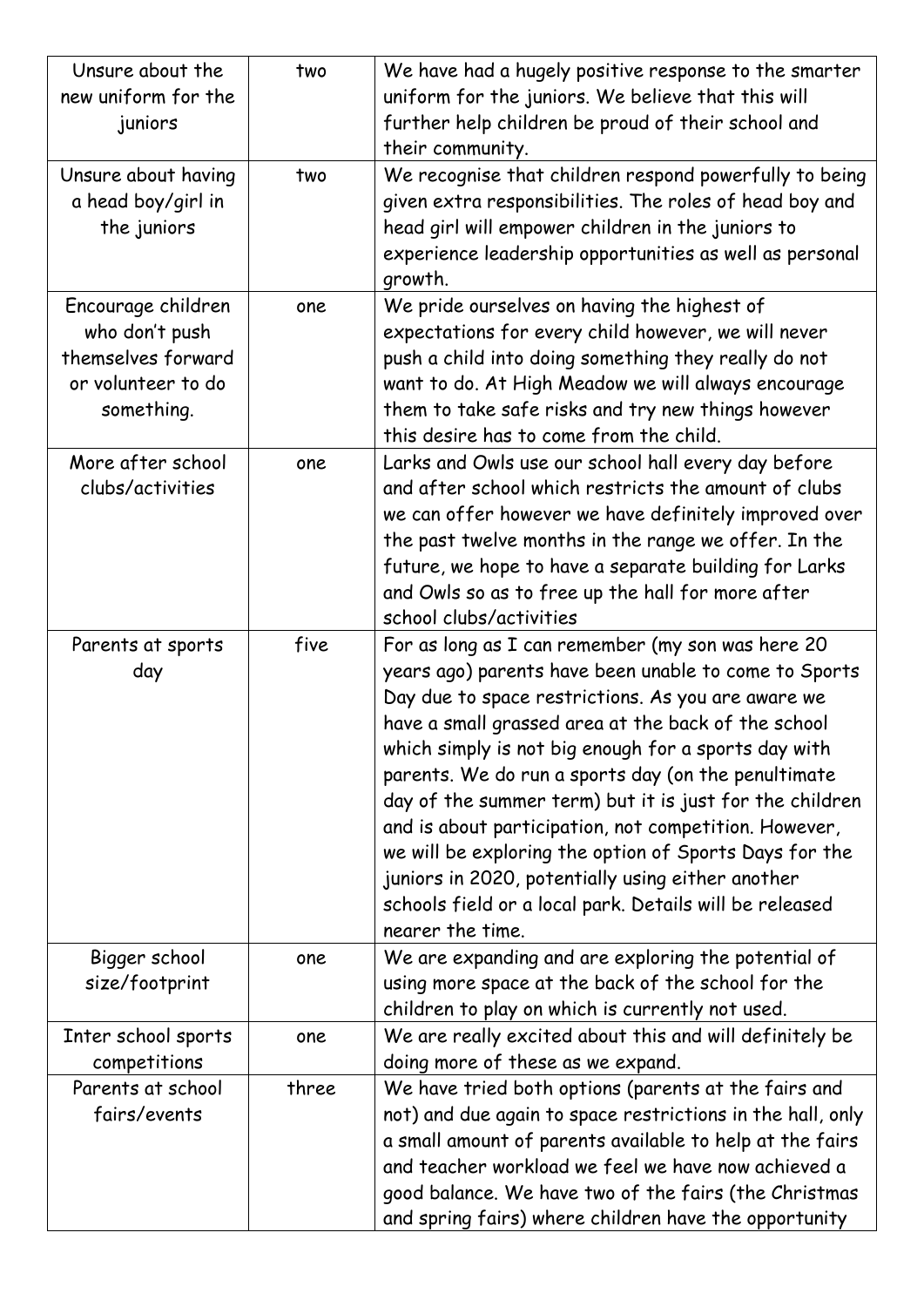| Unsure about the new uniform for the juniors | two | We have had a hugely positive response to the smarter uniform for the juniors. We believe that this will further help children be proud of their school and their community. |
|---|---|---|
| Unsure about having a head boy/girl in the juniors | two | We recognise that children respond powerfully to being given extra responsibilities. The roles of head boy and head girl will empower children in the juniors to experience leadership opportunities as well as personal growth. |
| Encourage children who don't push themselves forward or volunteer to do something. | one | We pride ourselves on having the highest of expectations for every child however, we will never push a child into doing something they really do not want to do. At High Meadow we will always encourage them to take safe risks and try new things however this desire has to come from the child. |
| More after school clubs/activities | one | Larks and Owls use our school hall every day before and after school which restricts the amount of clubs we can offer however we have definitely improved over the past twelve months in the range we offer. In the future, we hope to have a separate building for Larks and Owls so as to free up the hall for more after school clubs/activities |
| Parents at sports day | five | For as long as I can remember (my son was here 20 years ago) parents have been unable to come to Sports Day due to space restrictions. As you are aware we have a small grassed area at the back of the school which simply is not big enough for a sports day with parents. We do run a sports day (on the penultimate day of the summer term) but it is just for the children and is about participation, not competition. However, we will be exploring the option of Sports Days for the juniors in 2020, potentially using either another schools field or a local park. Details will be released nearer the time. |
| Bigger school size/footprint | one | We are expanding and are exploring the potential of using more space at the back of the school for the children to play on which is currently not used. |
| Inter school sports competitions | one | We are really excited about this and will definitely be doing more of these as we expand. |
| Parents at school fairs/events | three | We have tried both options (parents at the fairs and not) and due again to space restrictions in the hall, only a small amount of parents available to help at the fairs and teacher workload we feel we have now achieved a good balance. We have two of the fairs (the Christmas and spring fairs) where children have the opportunity |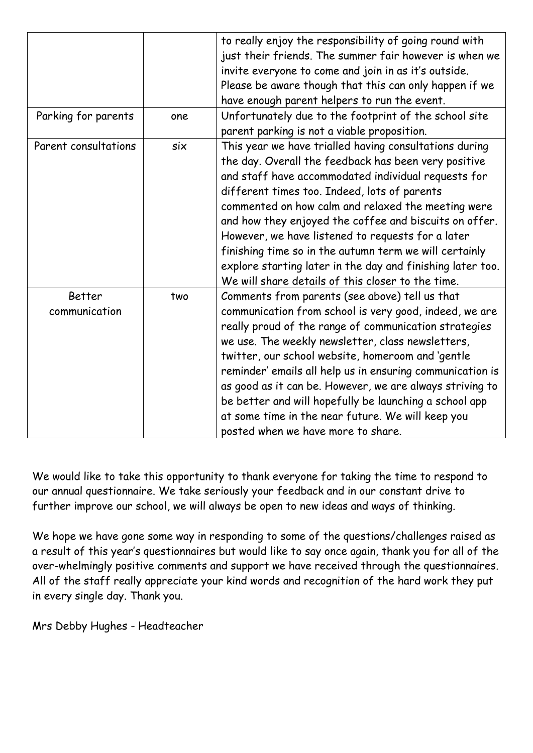| | | |
|---|---|---|
| | | to really enjoy the responsibility of going round with just their friends. The summer fair however is when we invite everyone to come and join in as it's outside. Please be aware though that this can only happen if we have enough parent helpers to run the event. |
| Parking for parents | one | Unfortunately due to the footprint of the school site parent parking is not a viable proposition. |
| Parent consultations | six | This year we have trialled having consultations during the day. Overall the feedback has been very positive and staff have accommodated individual requests for different times too. Indeed, lots of parents commented on how calm and relaxed the meeting were and how they enjoyed the coffee and biscuits on offer. However, we have listened to requests for a later finishing time so in the autumn term we will certainly explore starting later in the day and finishing later too. We will share details of this closer to the time. |
| Better communication | two | Comments from parents (see above) tell us that communication from school is very good, indeed, we are really proud of the range of communication strategies we use. The weekly newsletter, class newsletters, twitter, our school website, homeroom and 'gentle reminder' emails all help us in ensuring communication is as good as it can be. However, we are always striving to be better and will hopefully be launching a school app at some time in the near future. We will keep you posted when we have more to share. |

We would like to take this opportunity to thank everyone for taking the time to respond to our annual questionnaire. We take seriously your feedback and in our constant drive to further improve our school, we will always be open to new ideas and ways of thinking.

We hope we have gone some way in responding to some of the questions/challenges raised as a result of this year's questionnaires but would like to say once again, thank you for all of the over-whelmingly positive comments and support we have received through the questionnaires. All of the staff really appreciate your kind words and recognition of the hard work they put in every single day. Thank you.

Mrs Debby Hughes - Headteacher